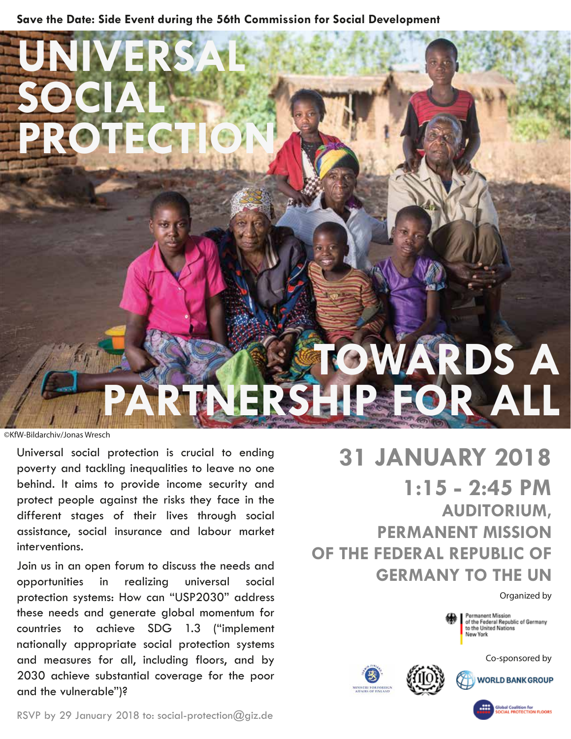**Save the Date: Side Event during the 56th Commission for Social Development**

# UNIVERSAL SOCIAL PROTECTION

# TOWARDS A PARTNERSHIP FOR ALL

©KfW-Bildarchiv/Jonas Wresch

Universal social protection is crucial to ending poverty and tackling inequalities to leave no one behind. It aims to provide income security and protect people against the risks they face in the different stages of their lives through social assistance, social insurance and labour market interventions.

Join us in an open forum to discuss the needs and opportunities in realizing universal social protection systems: How can "USP2030" address these needs and generate global momentum for countries to achieve SDG 1.3 ("implement nationally appropriate social protection systems and measures for all, including floors, and by 2030 achieve substantial coverage for the poor and the vulnerable")?

## 31 JANUARY 2018

## 1:15 - 2:45 PM

### AUDITORIUM, PERMANENT MISSION OF THE FEDERAL REPUBLIC OF GERMANY TO THE UN

Organized by

Permanent Mission of the Federal Republic of Germany to the United Nations New York

Co-sponsored by

Ministry for Foreign Affairs of Finland

ILO

WORLD BANK GROUP

Global Coalition for Social Protection Floors

RSVP by 29 January 2018 to: social-protection@giz.de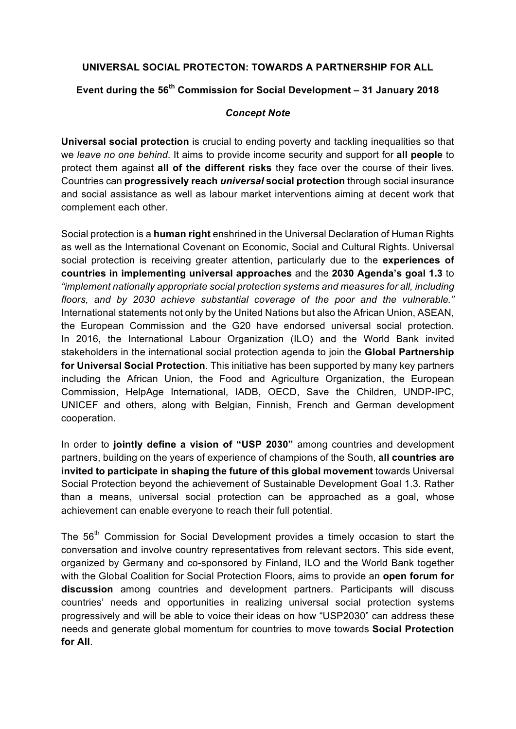**UNIVERSAL SOCIAL PROTECTON: TOWARDS A PARTNERSHIP FOR ALL**

**Event during the 56th Commission for Social Development – 31 January 2018**

***Concept Note***

**Universal social protection** is crucial to ending poverty and tackling inequalities so that we *leave no one behind*. It aims to provide income security and support for **all people** to protect them against **all of the different risks** they face over the course of their lives. Countries can **progressively reach *universal* social protection** through social insurance and social assistance as well as labour market interventions aiming at decent work that complement each other.

Social protection is a **human right** enshrined in the Universal Declaration of Human Rights as well as the International Covenant on Economic, Social and Cultural Rights. Universal social protection is receiving greater attention, particularly due to the **experiences of countries in implementing universal approaches** and the **2030 Agenda's goal 1.3** to *"implement nationally appropriate social protection systems and measures for all, including floors, and by 2030 achieve substantial coverage of the poor and the vulnerable."* International statements not only by the United Nations but also the African Union, ASEAN, the European Commission and the G20 have endorsed universal social protection. In 2016, the International Labour Organization (ILO) and the World Bank invited stakeholders in the international social protection agenda to join the **Global Partnership for Universal Social Protection**. This initiative has been supported by many key partners including the African Union, the Food and Agriculture Organization, the European Commission, HelpAge International, IADB, OECD, Save the Children, UNDP-IPC, UNICEF and others, along with Belgian, Finnish, French and German development cooperation.

In order to **jointly define a vision of "USP 2030"** among countries and development partners, building on the years of experience of champions of the South, **all countries are invited to participate in shaping the future of this global movement** towards Universal Social Protection beyond the achievement of Sustainable Development Goal 1.3. Rather than a means, universal social protection can be approached as a goal, whose achievement can enable everyone to reach their full potential.

The 56th Commission for Social Development provides a timely occasion to start the conversation and involve country representatives from relevant sectors. This side event, organized by Germany and co-sponsored by Finland, ILO and the World Bank together with the Global Coalition for Social Protection Floors, aims to provide an **open forum for discussion** among countries and development partners. Participants will discuss countries' needs and opportunities in realizing universal social protection systems progressively and will be able to voice their ideas on how "USP2030" can address these needs and generate global momentum for countries to move towards **Social Protection for All**.